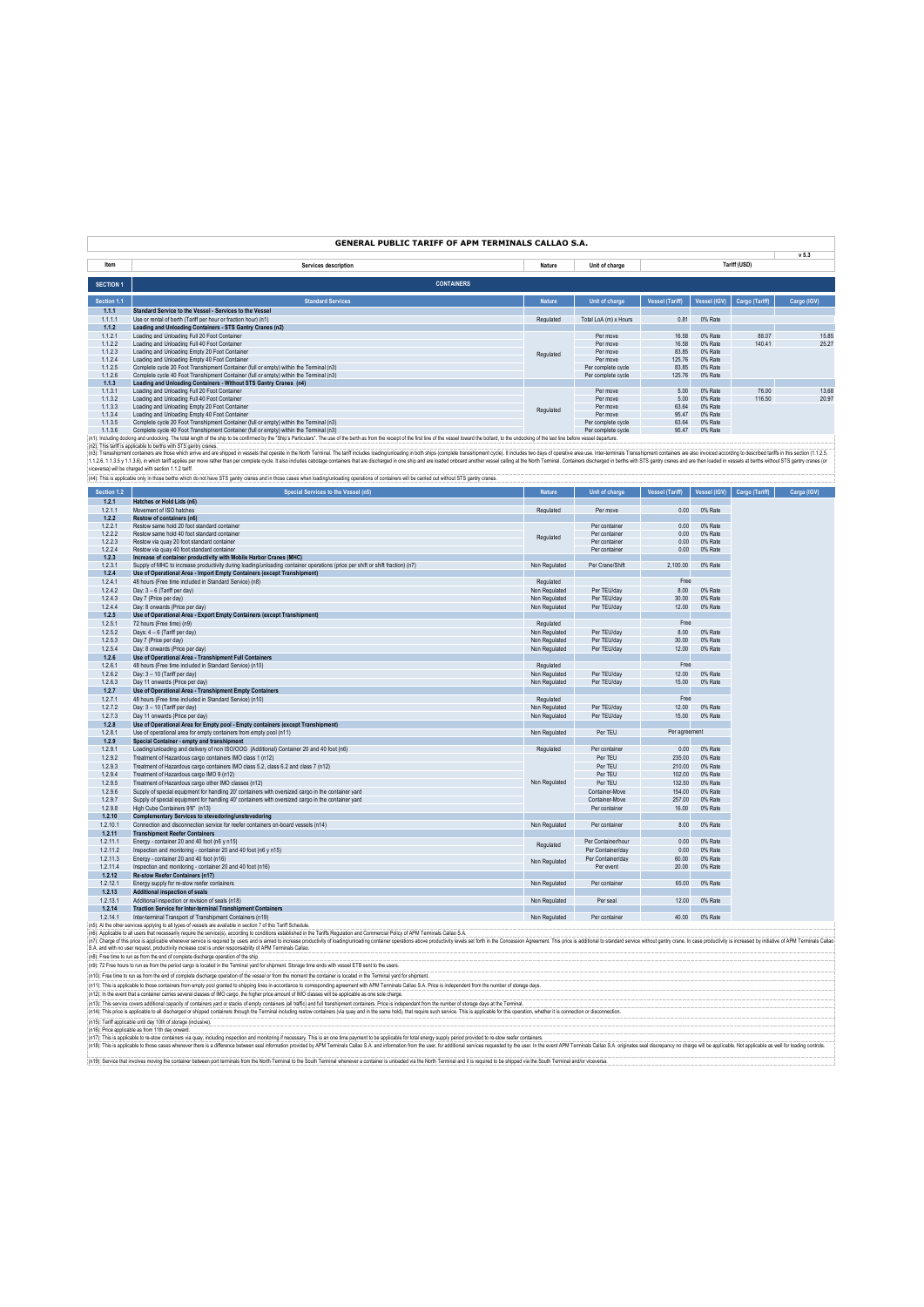# GENERAL PUBLIC TARIFF OF APM TERMINALS CALLAO S.A.

v 5.3

| Item | Services description | Nature | Unit of charge | Tariff (USD) | | | |
|---|---|---|---|---|---|---|---|
| **SECTION 1** | **CONTAINERS** | | | | | | |
| **Section 1.1** | **Standard Services** | **Nature** | **Unit of charge** | **Vessel (Tariff)** | **Vessel (IGV)** | **Cargo (Tariff)** | **Cargo (IGV)** |
| **1.1.1** | **Standard Service to the Vessel - Services to the Vessel** | | | | | | |
| 1.1.1.1 | Use or rental of berth (Tariff per hour or fraction hour) (n1) | Regulated | Total LoA (m) x Hours | 0.81 | 0% Rate | | |
| **1.1.2** | **Loading and Unloading Containers - STS Gantry Cranes (n2)** | | | | | | |
| 1.1.2.1 | Loading and Unloading Full 20 Foot Container | Regulated | Per move | 16.58 | 0% Rate | 88.07 | 15.85 |
| 1.1.2.2 | Loading and Unloading Full 40 Foot Container | | Per move | 16.58 | 0% Rate | 140.41 | 25.27 |
| 1.1.2.3 | Loading and Unloading Empty 20 Foot Container | | Per move | 83.85 | 0% Rate | | |
| 1.1.2.4 | Loading and Unloading Empty 40 Foot Container | | Per move | 125.76 | 0% Rate | | |
| 1.1.2.5 | Complete cycle 20 Foot Transhipment Container (full or empty) within the Terminal (n3) | | Per complete cycle | 83.85 | 0% Rate | | |
| 1.1.2.6 | Complete cycle 40 Foot Transhipment Container (full or empty) within the Terminal (n3) | | Per complete cycle | 125.76 | 0% Rate | | |
| **1.1.3** | **Loading and Unloading Containers - Without STS Gantry Cranes (n4)** | | | | | | |
| 1.1.3.1 | Loading and Unloading Full 20 Foot Container | Regulated | Per move | 5.00 | 0% Rate | 76.00 | 13.68 |
| 1.1.3.2 | Loading and Unloading Full 40 Foot Container | | Per move | 5.00 | 0% Rate | 116.50 | 20.97 |
| 1.1.3.3 | Loading and Unloading Empty 20 Foot Container | | Per move | 63.64 | 0% Rate | | |
| 1.1.3.4 | Loading and Unloading Empty 40 Foot Container | | Per move | 95.47 | 0% Rate | | |
| 1.1.3.5 | Complete cycle 20 Foot Transhipment Container (full or empty) within the Terminal (n3) | | Per complete cycle | 63.64 | 0% Rate | | |
| 1.1.3.6 | Complete cycle 40 Foot Transhipment Container (full or empty) within the Terminal (n3) | | Per complete cycle | 95.47 | 0% Rate | | |

(n1): Including docking and undocking. The total length of the ship to be confirmed by the "Ship's Particulars". The use of the berth as from the receipt of the first line of the vessel toward the bollard, to the undocking of the last line before vessel departure.
(n2): This tariff is applicable to berths with STS gantry cranes.
(n3): Transhipment containers are those which arrive and are shipped in vessels that operate in the North Terminal. The tariff includes loading/unloading in both ships (complete transhipment cycle). It includes two days of operative area use. Inter-terminals Transhipment containers are also invoiced according to described tariffs in this section (1.1.2.5, 1.1.2.6, 1.1.3.5 y 1.1.3.6), in which tariff applies per move rather than per complete cycle. It also includes cabotage containers that are discharged in one ship and are loaded onboard another vessel calling at the North Terminal. Containers discharged in berths with STS gantry cranes and are then loaded in vessels at berths without STS gantry cranes (or viceversa) will be charged with section 1.1.2 tariff.
(n4): This is applicable only in those berths which do not have STS gantry cranes and in those cases when loading/unloading operations of containers will be carried out without STS gantry cranes.

| Section 1.2 | Special Services to the Vessel (n5) | Nature | Unit of charge | Vessel (Tariff) | Vessel (IGV) | Cargo (Tariff) | Cargo (IGV) |
|---|---|---|---|---|---|---|---|
| **1.2.1** | **Hatches or Hold Lids (n6)** | | | | | | |
| 1.2.1.1 | Movement of ISO hatches | Regulated | Per move | 0.00 | 0% Rate | | |
| **1.2.2** | **Restow of containers (n6)** | | | | | | |
| 1.2.2.1 | Restow same hold 20 foot standard container | Regulated | Per container | 0.00 | 0% Rate | | |
| 1.2.2.2 | Restow same hold 40 foot standard container | | Per container | 0.00 | 0% Rate | | |
| 1.2.2.3 | Restow via quay 20 foot standard container | | Per container | 0.00 | 0% Rate | | |
| 1.2.2.4 | Restow via quay 40 foot standard container | | Per container | 0.00 | 0% Rate | | |
| **1.2.3** | **Increase of container productivity with Mobile Harbor Cranes (MHC)** | | | | | | |
| 1.2.3.1 | Supply of MHC to increase productivity during loading/unloading container operations (price per shift or shift fraction) (n7) | Non Regulated | Per Crane/Shift | 2,100.00 | 0% Rate | | |
| **1.2.4** | **Use of Operational Area - Import Empty Containers (except Transhipment)** | | | | | | |
| 1.2.4.1 | 48 hours (Free time included in Standard Service) (n8) | Regulated | | Free | | | |
| 1.2.4.2 | Day: 3 – 6 (Tariff per day) | Non Regulated | Per TEU/day | 8.00 | 0% Rate | | |
| 1.2.4.3 | Day 7 (Price per day) | Non Regulated | Per TEU/day | 30.00 | 0% Rate | | |
| 1.2.4.4 | Day: 8 onwards (Price per day) | Non Regulated | Per TEU/day | 12.00 | 0% Rate | | |
| **1.2.5** | **Use of Operational Area - Export Empty Containers (except Transhipment)** | | | | | | |
| 1.2.5.1 | 72 hours (Free time) (n9) | Regulated | | Free | | | |
| 1.2.5.2 | Days: 4 – 6 (Tariff per day) | Non Regulated | Per TEU/day | 8.00 | 0% Rate | | |
| 1.2.5.3 | Day 7 (Price per day) | Non Regulated | Per TEU/day | 30.00 | 0% Rate | | |
| 1.2.5.4 | Day: 8 onwards (Price per day) | Non Regulated | Per TEU/day | 12.00 | 0% Rate | | |
| **1.2.6** | **Use of Operational Area - Transhipment Full Containers** | | | | | | |
| 1.2.6.1 | 48 hours (Free time included in Standard Service) (n10) | Regulated | | Free | | | |
| 1.2.6.2 | Day: 3 – 10 (Tariff per day) | Non Regulated | Per TEU/day | 12.00 | 0% Rate | | |
| 1.2.6.3 | Day 11 onwards (Price per day) | Non Regulated | Per TEU/day | 15.00 | 0% Rate | | |
| **1.2.7** | **Use of Operational Area - Transhipment Empty Containers** | | | | | | |
| 1.2.7.1 | 48 hours (Free time included in Standard Service) (n10) | Regulated | | Free | | | |
| 1.2.7.2 | Day: 3 – 10 (Tariff per day) | Non Regulated | Per TEU/day | 12.00 | 0% Rate | | |
| 1.2.7.3 | Day 11 onwards (Price per day) | Non Regulated | Per TEU/day | 15.00 | 0% Rate | | |
| **1.2.8** | **Use of Operational Area for Empty pool - Empty containers (except Transhipment)** | | | | | | |
| 1.2.8.1 | Use of operational area for empty containers from empty pool (n11) | Non Regulated | Per TEU | Per agreement | | | |
| **1.2.9** | **Special Container - empty and transhipment** | | | | | | |
| 1.2.9.1 | Loading/unloading and delivery of non ISO/OOG (Additional) Container 20 and 40 foot (n6) | Regulated | Per container | 0.00 | 0% Rate | | |
| 1.2.9.2 | Treatment of Hazardous cargo containers IMO class 1 (n12) | Non Regulated | Per TEU | 235.00 | 0% Rate | | |
| 1.2.9.3 | Treatment of Hazardous cargo containers IMO class 5.2, class 6.2 and class 7 (n12) | | Per TEU | 210.00 | 0% Rate | | |
| 1.2.9.4 | Treatment of Hazardous cargo IMO 9 (n12) | | Per TEU | 102.00 | 0% Rate | | |
| 1.2.9.5 | Treatment of Hazardous cargo other IMO classes (n12) | | Per TEU | 132.50 | 0% Rate | | |
| 1.2.9.6 | Supply of special equipment for handling 20' containers with oversized cargo in the container yard | | Container-Move | 154.00 | 0% Rate | | |
| 1.2.9.7 | Supply of special equipment for handling 40' containers with oversized cargo in the container yard | | Container-Move | 257.00 | 0% Rate | | |
| 1.2.9.8 | High Cube Containers 9'6" (n13) | | Per container | 16.00 | 0% Rate | | |
| **1.2.10** | **Complementary Services to stevedoring/unstevedoring** | | | | | | |
| 1.2.10.1 | Connection and disconnection service for reefer containers on-board vessels (n14) | Non Regulated | Per container | 8.00 | 0% Rate | | |
| **1.2.11** | **Transhipment Reefer Containers** | | | | | | |
| 1.2.11.1 | Energy - container 20 and 40 foot (n6 y n15) | Regulated | Per Container/hour | 0.00 | 0% Rate | | |
| 1.2.11.2 | Inspection and monitoring - container 20 and 40 foot (n6 y n15) | | Per Container/day | 0.00 | 0% Rate | | |
| 1.2.11.3 | Energy - container 20 and 40 foot (n16) | Non Regulated | Per Container/day | 60.00 | 0% Rate | | |
| 1.2.11.4 | Inspection and monitoring - container 20 and 40 foot (n16) | | Per event | 20.00 | 0% Rate | | |
| **1.2.12** | **Re-stow Reefer Containers (n17)** | | | | | | |
| 1.2.12.1 | Energy supply for re-stow reefer containers | Non Regulated | Per container | 65.00 | 0% Rate | | |
| **1.2.13** | **Additional inspection of seals** | | | | | | |
| 1.2.13.1 | Additional inspection or revision of seals (n18) | Non Regulated | Per seal | 12.00 | 0% Rate | | |
| **1.2.14** | **Traction Service for Inter-terminal Transhipment Containers** | | | | | | |
| 1.2.14.1 | Inter-terminal Transport of Transhipment Containers (n19) | Non Regulated | Per container | 40.00 | 0% Rate | | |

(n5): All the other services applying to all types of vessels are available in section 7 of this Tariff Schedule.
(n6): Applicable to all users that necessarily require the service(s), according to conditions established in the Tariffs Regulation and Commercial Policy of APM Terminals Callao S.A.
(n7): Charge of this price is applicable whenever service is required by users and is aimed to increase productivity of loading/unloading container operations above productivity levels set forth in the Concession Agreement. This price is additional to standard service without gantry crane. In case productivity is increased by initiative of APM Terminals Callao S.A. and with no user request, productivity increase cost is under responsability of APM Terminals Callao.
(n8): Free time to run as from the end of complete discharge operation of the ship.
(n9): 72 Free hours to run as from the period cargo is located in the Terminal yard for shipment. Storage time ends with vessel ETB sent to the users.
(n10): Free time to run as from the end of complete discharge operation of the vessel or from the moment the container is located in the Terminal yard for shipment.
(n11): This is applicable to those containers from empty pool granted to shipping lines in accordance to corresponding agreement with APM Terminals Callao S.A. Price is independent from the number of storage days.
(n12): In the event that a container carries several classes of IMO cargo, the higher price amount of IMO classes will be applicable as one sole charge.
(n13): This service covers additional capacity of containers yard or stacks of empty containers (all traffic) and full transhipment containers. Price is independant from the number of storage days at the Terminal.
(n14): This price is applicable to all discharged or shipped containers through the Terminal including restow containers (via quay and in the same hold), that require such service. This is applicable for this operation, whether it is connection or disconnection.
(n15): Tariff applicable until day 10th of storage (inclusive).
(n16): Price applicable as from 11th day onward.
(n17): This is applicable to re-stow containers via quay, including inspection and monitoring if necessary. This is an one time payment to be applicable for total energy supply period provided to re-stow reefer containers.
(n18): This is applicable to those cases whenever there is a difference between seal information provided by APM Terminals Callao S.A. and information from the user, for additional services requested by the user. In the event APM Terminals Callao S.A. originates seal discrepancy no charge will be applicable. Not applicable as well for loading controls.
(n19): Service that involves moving the container between port terminals from the North Terminal to the South Terminal whenever a container is unloaded via the North Terminal and it is required to be shipped via the South Terminal and/or viceversa.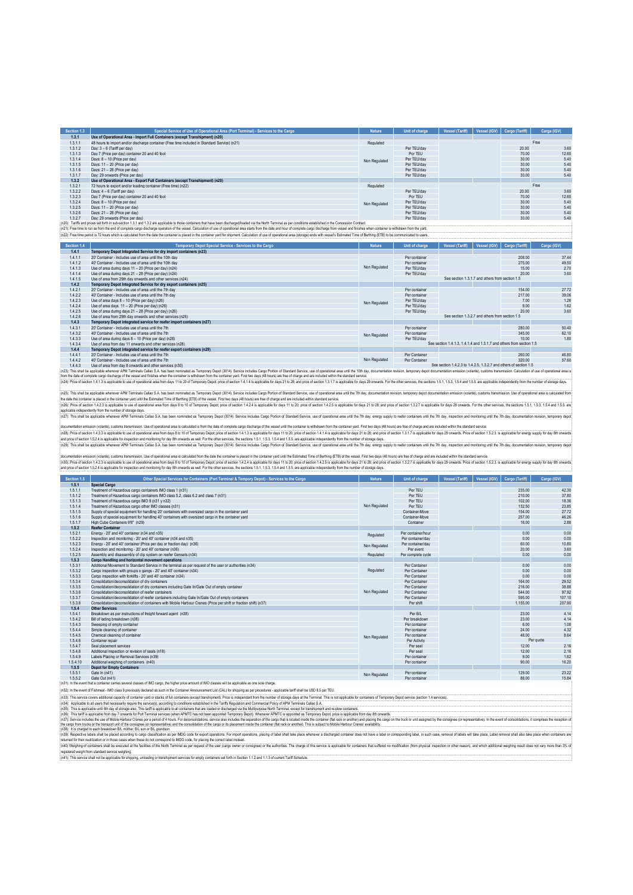| Section 1.3 | Special Service of Use of Operational Area (Port Terminal) - Services to the Cargo | Nature | Unit of charge | Vessel (Tariff) | Vessel (IGV) | Cargo (Tariff) | Carga (IGV) |
|---|---|---|---|---|---|---|---|
| 1.3.1 | Use of Operational Area - Import Full Containers (except Transhipment) (n20) | | | | | | |
| 1.3.1.1 | 48 hours to import and/or discharge container (Free time included in Standard Service) (n21) | Regulated | | | | Free | |
| 1.3.1.2 | Day: 3 – 6 (Tariff per day) | Non Regulated | Per TEU/day | | | 20.00 | 3.60 |
| 1.3.1.3 | Day 7 (Price per day) container 20 and 40 foot | | Por TEU | | | 70.00 | 12.60 |
| 1.3.1.4 | Days: 8 – 10 (Price per day) | | Per TEU/day | | | 30.00 | 5.40 |
| 1.3.1.5 | Days: 11 – 20 (Price per day) | | Per TEU/day | | | 30.00 | 5.40 |
| 1.3.1.6 | Days: 21 – 28 (Price per day) | | Per TEU/day | | | 30.00 | 5.40 |
| 1.3.1.7 | Day: 29 onwards (Price per day) | | Per TEU/day | | | 30.00 | 5.40 |
| 1.3.2 | Use of Operational Area - Export Full Containers (except Transhipment) (n20) | | | | | | |
| 1.3.2.1 | 72 hours to export and/or loading container (Free time) (n22) | Regulated | | | | Free | |
| 1.3.2.2 | Days: 4 – 6 (Tariff per day) | Non Regulated | Per TEU/day | | | 20.00 | 3.60 |
| 1.3.2.3 | Day 7 (Price per day) container 20 and 40 foot | | Por TEU | | | 70.00 | 12.60 |
| 1.3.2.4 | Days: 8 – 10 (Price per day) | | Per TEU/day | | | 30.00 | 5.40 |
| 1.3.2.5 | Days: 11 – 20 (Price per day) | | Per TEU/day | | | 30.00 | 5.40 |
| 1.3.2.6 | Days: 21 – 28 (Price per day) | | Per TEU/day | | | 30.00 | 5.40 |
| 1.3.2.7 | Day: 29 onwards (Price per day) | | Per TEU/day | | | 30.00 | 5.40 |

(n20): Tariffs and prices set forth in sub-section 1.3.1 and 1.3.2 are applicable to those containers that have been discharged/loaded via the North Terminal as per conditions established in the Concession Contract.

(n21): Free time to run as from the end of complete cargo discharge operation of the vessel. Calculation of use of operational area starts from the date and hour of complete cargo discharge from vessel and finishes when container is withdrawn from the yard.

(n22): Free time period is 72 hours which is calculated from the date the container is placed in the container yard for shipment. Calculation of use of operational area (storage) ends with vessel's Estimated Time of Berthing (ETB) to be communicated to users.

| Section 1.4 | Temporary Depot Special Service - Services to the Cargo | Nature | Unit of charge | Vessel (Tariff) | Vessel (IGV) | Cargo (Tariff) | Cargo (IGV) |
|---|---|---|---|---|---|---|---|
| 1.4.1 | Temporary Depot Integrated Service for dry import containers (n23) | | | | | | |
| 1.4.1.1 | 20' Container - Includes use of area until the 10th day | Non Regulated | Per container | | | 208.00 | 37.44 |
| 1.4.1.2 | 40' Container - Includes use of area until the 10th day | | Per container | | | 275.00 | 49.50 |
| 1.4.1.3 | Use of area during days 11 – 20 (Price per day) (n24) | | Per TEU/day | | | 15.00 | 2.70 |
| 1.4.1.4 | Use of area during days 21 – 28 (Price per day) (n24) | | Per TEU/day | | | 20.00 | 3.60 |
| 1.4.1.5 | Use of area from 29th day onwards and other services (n24) | | See section 1.3.1.7 and others from section 1.5 | | | | |
| 1.4.2 | Temporary Depot Integrated Service for dry export containers (n25) | | | | | | |
| 1.4.2.1 | 20' Container - Includes use of area until the 7th day | Non Regulated | Per container | | | 154.00 | 27.72 |
| 1.4.2.2 | 40' Container - Includes use of area until the 7th day | | Per container | | | 217.00 | 39.06 |
| 1.4.2.3 | Use of area days 8 – 10 (Price per day) (n26) | | Per TEU/day | | | 7.00 | 1.26 |
| 1.4.2.4 | Use of area days 11 – 20 (Price per day) (n26) | | Per TEU/day | | | 9.00 | 1.62 |
| 1.4.2.5 | Use of area during days 21 – 28 (Price per day) (n26) | | Per TEU/day | | | 20.00 | 3.60 |
| 1.4.2.6 | Use of area from 29th day onwards and other services (n26) | | See section 1.3.2.7 and others from section 1.5 | | | | |
| 1.4.3 | Temporary Depot integrated service for reefer import containers (n27) | | | | | | |
| 1.4.3.1 | 20' Container - Includes use of area until the 7th | Non Regulated | Per container | | | 280.00 | 50.40 |
| 1.4.3.2 | 40' Container - Includes use of area until the 7th | | Per container | | | 345.00 | 62.10 |
| 1.4.3.3 | Use of area during days 8 – 10 (Price per day) (n28) | | Per TEU/day | | | 10.00 | 1.80 |
| 1.4.3.4 | Use of area from day 11 onwards and other services (n28) | | See section 1.4.1.3, 1.4.1.4 and 1.3.1.7 and others from section 1.5 | | | | |
| 1.4.4 | Temporary Depot integrated service for reefer export containers (n29) | | | | | | |
| 1.4.4.1 | 20' Container - Includes use of area until the 7th | Non Regulated | Per Container | | | 260.00 | 46.80 |
| 1.4.4.2 | 40' Container - Includes use of area until the 7th | | Per Container | | | 320.00 | 57.60 |
| 1.4.4.3 | Use of area from day 8 onwards and other services (n30) | | See section 1.4.2.3 to 1.4.2.5, 1.3.2.7 and others of section 1.5 | | | | |

(n23): This shall be applicable whenever APM Terminals Callao S.A. has been nominated as Temporary Depot (3014). Service includes Cargo Portion of Standard Service, use of operational area until the 10th day, documentation revision, temporary depot documentation emission (volante), customs transmission. Calculation of use of operational area is from the date of complete cargo discharge of the vessel and finishes when the container is withdrawn from the container yard. First two days (48 hours) are free of charge and are included within the standard service.

(n24): Price of section 1.4.1.3 is applicable to use of operational area from days 11 to 20 of Temporary Depot; price of section 1.4.1.4 is applicable for days 21 to 28; and price of section 1.3.1.7 is applicable for days 29 onwards. For the other services, the sections 1.5.1, 1.5.3, 1.5.4 and 1.5.5. are applicable independently from the number of storage days.

(n25): This shall be applicable whenever APM Terminals Callao S.A. has been nominated as Temporary Depot (3014). Service includes Cargo Portion of Standard Service, use of operational area until the 7th day, documentation revision, temporary depot documentation emission (volante), customs transmission. Use of operational area is calculated from the date the container is placed in the container yard until the Estimated Time of Berthing (ETB) of the vessel. First two days (48 hours) are free of charge and are included within standard service.

(n26): Price of section 1.4.2.3 is applicable to use of operational area from days 8 to 10 of Temporary Depot; price of section 1.4.2.4 is applicable for days 11 to 20; price of section 1.4.2.5 is applicable for days 21 to 28; and price of section 1.3.2.7 is applicable for days 29 onwards. For the other services, the sections 1.5.1, 1.5.3, 1.5.4 and 1.5.5. are applicable independently from the number of storage days.

(n27): This shall be applicable whenever APM Terminals Callao S.A. has been nominated as Temporary Depot (3014). Service includes Cargo Portion of Standard Service, use of operational area until the 7th day, energy supply to reefer containers until the 7th day, inspection and monitoring until the 7th day, documentation revision, temporary depot documentation emission (volante), customs transmission. Use of operational area is calculated is from the date of complete cargo discharge of the vessel until the container is withdrawn from the container yard. First two days (48 hours) are free of charge and are included within the standard service.

(n28): Price of section 1.4.3.3 is applicable to use of operational area from days 8 to 10 of Temporary Depot; price of section 1.4.1.3 is applicable for days 11 to 20; price of section 1.4.1.4 is applicable for days 21 to 28; and price of section 1.3.1.7 is applicable for days 29 onwards. Price of section 1.5.2.3. is applicable for energy supply for day 8th onwards and price of section 1.5.2.4 is applicable for inspection and monitoring for day 8th onwards as well. For the other services, the sections 1.5.1, 1.5.3, 1.5.4 and 1.5.5. are applicable independently from the number of storage days.

(n29): This shall be applicable whenever APM Terminals Callao S.A. has been nominated as Temporary Depot (3014). Service includes Cargo Portion of Standard Service, use of operational area until the 7th day, energy supply to reefer containers until the 7th day, inspection and monitoring until the 7th day, documentation revision, temporary depot documentation emission (volante), customs transmission. Use of operational area is calculated from the date the container is placed in the container yard until the Estimated Time of Berthing (ETB) of the vessel. First two days (48 hours) are free of charge and are included within the standard service.

(n30): Price of section 1.4.2.3 is applicable to use of operational area from days 8 to 10 of Temporary Depot; price of section 1.4.2.4 is applicable for days 11 to 20; price of section 1.4.2.5 is applicable for days 21 to 28; and price of section 1.3.2.7 is applicable for days 29 onwards. Price of section 1.5.2.3. is applicable for energy supply for day 8th onwards and price of section 1.5.2.4 is applicable for inspection and monitoring for day 8th onwards as well. For the other services, the sections 1.5.1, 1.5.3, 1.5.4 and 1.5.5. are applicable independently from the number of storage days.

| Section 1.5 | Other Special Services for Containers (Port Terminal & Temporary Depot) - Services to the Cargo | Nature | Unit of charge | Vessel (Tariff) | Vessel (IGV) | Cargo (Tariff) | Cargo (IGV) |
|---|---|---|---|---|---|---|---|
| 1.5.1 | Special Cargo | | | | | | |
| 1.5.1.1 | Treatment of Hazardous cargo containers IMO class 1 (n31) | Non Regulated | Per TEU | | | 235.00 | 42.30 |
| 1.5.1.2 | Treatment of Hazardous cargo containers IMO class 5.2, class 6.2 and class 7 (n31) | | Per TEU | | | 210.00 | 37.80 |
| 1.5.1.3 | Treatment of Hazardous cargo IMO 9 (n31 y n32) | | Per TEU | | | 102.00 | 18.36 |
| 1.5.1.4 | Treatment of Hazardous cargo other IMO classes (n31) | | Per TEU | | | 132.50 | 23.85 |
| 1.5.1.5 | Supply of special equipment for handling 20' containers with oversized cargo in the container yard | | Container-Move | | | 154.00 | 27.72 |
| 1.5.1.6 | Supply of special equipment for handling 40' containers with oversized cargo in the container yard | | Container-Move | | | 257.00 | 46.26 |
| 1.5.1.7 | High Cube Containers 9'6" (n29) | | Container | | | 16.00 | 2.88 |
| 1.5.2 | Reefer Container | | | | | | |
| 1.5.2.1 | Energy - 20' and 40' container (n34 and n35) | Regulated | Per container/hour | | | 0.00 | 0.00 |
| 1.5.2.2 | Inspection and monitoring - 20' and 40' container (n34 and n35) | | Per container/day | | | 0.00 | 0.00 |
| 1.5.2.3 | Energy - 20' and 40' container (Price per day or fraction day) (n36) | Non Regulated | Per container/day | | | 60.00 | 10.80 |
| 1.5.2.4 | Inspection and monitoring - 20' and 40' container (n36) | | Per event | | | 20.00 | 3.60 |
| 1.5.2.5 | Assembly and disassembly of clip system on reefer Gensets (n34) | Regulated | Per complete cycle | | | 0.00 | 0.00 |
| 1.5.3 | Cargo Handling and horizontal movement operations | | | | | | |
| 1.5.3.1 | Additional Movement to Standard Service in the terminal as per request of the user or authorities (n34) | Regulated | Per Container | | | 0.00 | 0.00 |
| 1.5.3.2 | Cargo inspection with groups o gangs - 20' and 40' container (n34) | | Per Container | | | 0.00 | 0.00 |
| 1.5.3.3 | Cargo inspection with forklifts - 20' and 40' container (n34) | | Per Container | | | 0.00 | 0.00 |
| 1.5.3.4 | Consolidation/deconsolidation of dry containers | Non Regulated | Per Container | | | 164.00 | 29.52 |
| 1.5.3.5 | Consolidation/deconsolidation of dry containers including Gate In/Gate Out of empty container | | Per Container | | | 216.00 | 38.88 |
| 1.5.3.6 | Consolidation/deconsolidation of reefer containers | | Per Container | | | 544.00 | 97.92 |
| 1.5.3.7 | Consolidation/deconsolidation of reefer containers including Gate In/Gate Out of empty containers | | Per Container | | | 595.00 | 107.10 |
| 1.5.3.8 | Consolidation/deconsolidation of containers with Mobile Harbour Cranes (Price per shift or fraction shift) (n37) | | Per shift | | | 1,155.00 | 207.90 |
| 1.5.4 | Other Services | | | | | | |
| 1.5.4.1 | Breakdown as per instructions of freight forward agent (n38) | Non Regulated | Per B/L | | | 23.00 | 4.14 |
| 1.5.4.2 | Bill of lading breakdown (n38) | | Per breakdown | | | 23.00 | 4.14 |
| 1.5.4.3 | Sweeping of empty container | | Per container | | | 6.00 | 1.08 |
| 1.5.4.4 | Simple cleaning of container | | Per container | | | 24.00 | 4.32 |
| 1.5.4.5 | Chemical cleaning of container | | Per container | | | 48.00 | 8.64 |
| 1.5.4.6 | Container repair | | Per Activity | | | Per quote | |
| 1.5.4.7 | Seal placement services | | Per seal | | | 12.00 | 2.16 |
| 1.5.4.8 | Additional inspection or revision of seals (n18) | | Per seal | | | 12.00 | 2.16 |
| 1.5.4.9 | Labels Placing or Removal Services (n39) | | Per container | | | 9.00 | 1.62 |
| 1.5.4.10 | Additional weighing of containers (n40) | | Per container | | | 90.00 | 16.20 |
| 1.5.5 | Depot for Empty Containers | | | | | | |
| 1.5.5.1 | Gate In (n41) | Non Regulated | Per container | | | 129.00 | 23.22 |
| 1.5.5.2 | Gate Out (n41) | | Per container | | | 88.00 | 15.84 |

(n31): In the event that a container carries several classes of IMO cargo, the higher price amount of IMO classes will be applicable as one sole charge.

(n32): In the event of Fishmeal - IMO class 9 previously declared as such in the Container Announcement List (CAL) for shipping as per procedures - applicable tariff shall be USD 8.5 per TEU.

(n33): This service covers additional capacity of container yard or stacks of full containers (except transhipment). Price is independent from the number of storage days at the Terminal. This is not applicable for containers of Temporary Depot service (section 1.4 services).

(n34): Applicable to all users that necessarily require the service(s), according to conditions established in the Tariffs Regulation and Commercial Policy of APM Terminals Callao S.A.

(n35): This is applicable until 6th day of storage also. This tariff is applicable to all containers that are loaded or discharged via the Multipurpose North Terminal, except for transhipment and re-stow containers.

(n36): This tariff is applicable from day 7 onwards for Port Terminal services (when APMTC has not been appointed Temporary Depot). Whenever APMTC is appointed as Temporary Depot, price is applicable from day 8th onwards.

(n37): Service includes the use of Mobile Harbour Cranes por a period of 4 hours. For deconsolidations, service also includes the separation of the cargo that is located inside the container (flat rack or another) and placing the cargo on the truck or unit assigned by the consignee (or representative). In the event of consolidations, it comprises the reception of the cargo from trucks or the transport unit of the consignee (or representative) and the consolidation of the cargo or its placement inside the container (flat rack or another). This is subject to Mobile Harbour Cranes' availability.

(n38): It is charged to each breakdown B/L mother, B/L son or B/L grandson.

(n39): Respective labels shall be placed according to cargo classification as per IMDG code for export operations. For import operations, placing of label shall take place whenever a discharged container does not have a label or corresponding label, in such case, removal of labels will take place. Label removal shall also take place when containers are returned for their reutilization or in those cases when these do not correspond to IMDG code, for placing the correct label instead.

(n40) Weighing of containers shall be executed at the facilities of the North Terminal as per request of the user (cargo owner or consignee) or the authorities. The charge of this service is applicable for containers that suffered no modification (from physical inspection or other reason), and which additional weighing result does not vary more than 3% of registered weight from standard service weighing.

(n41): This service shall not be applicable for shipping, unloading or transhipment services for empty containers set forth in Section 1.1.2 and 1.1.3 of current Tariff Schedule.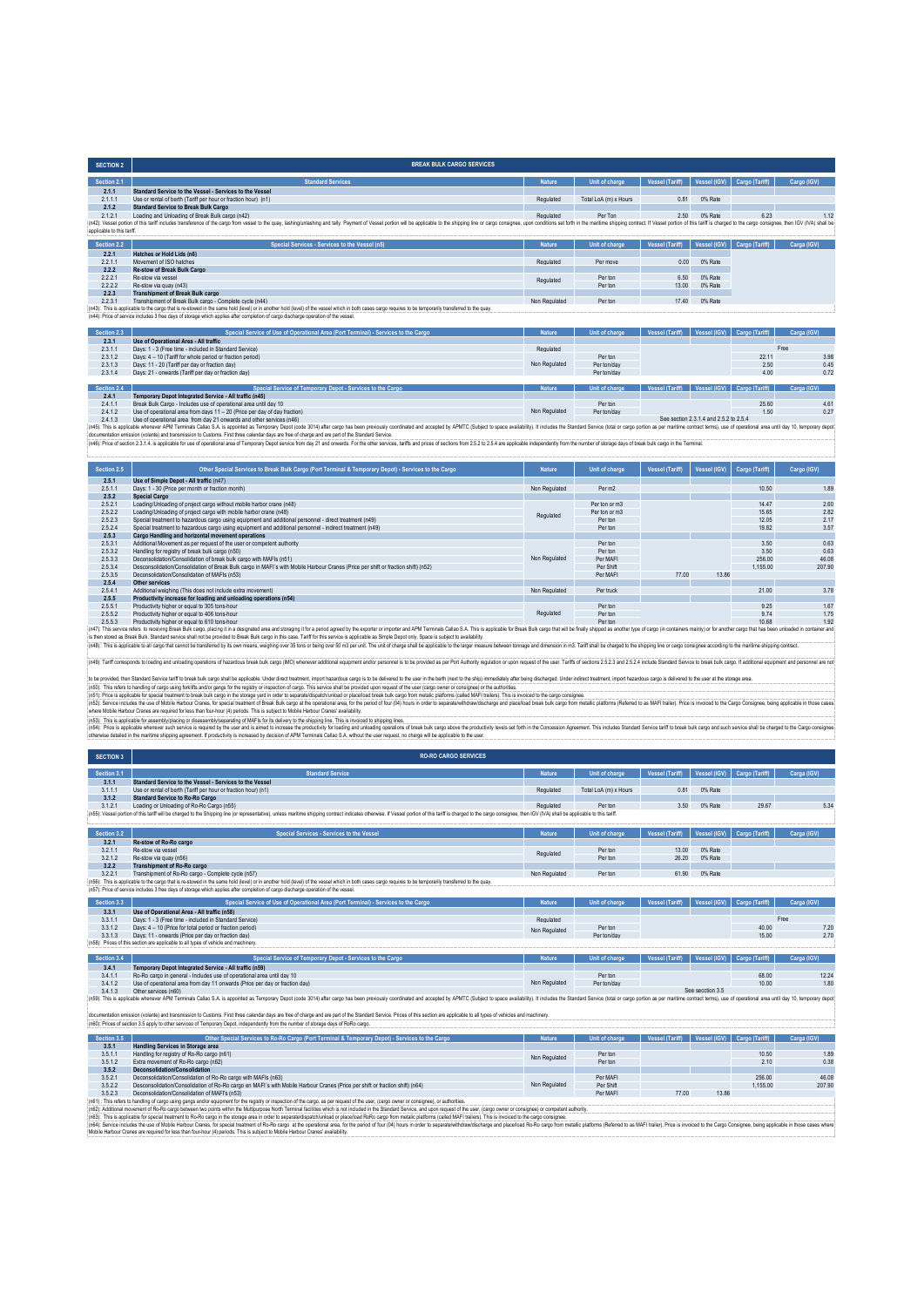## SECTION 2 — BREAK BULK CARGO SERVICES

| Section 2.1 | Standard Services | Nature | Unit of charge | Vessel (Tariff) | Vessel (IGV) | Cargo (Tariff) | Cargo (IGV) |
|---|---|---|---|---|---|---|---|
| 2.1.1 | **Standard Service to the Vessel - Services to the Vessel** | | | | | | |
| 2.1.1.1 | Use or rental of berth (Tariff per hour or fraction hour) (n1) | Regulated | Total LoA (m) x Hours | 0.81 | 0% Rate | | |
| 2.1.2 | **Standard Service to Break Bulk Cargo** | | | | | | |
| 2.1.2.1 | Loading and Unloading of Break Bulk cargo (n42) | Regulated | Per Ton | 2.50 | 0% Rate | 6.23 | 1.12 |

(n42): Vessel portion of this tariff includes transference of the cargo from vessel to the quay, lashing/unlashing and tally. Payment of Vessel portion will be applicable to the shipping line or cargo consignee, upon conditions set forth in the maritime shipping contract. If Vessel portion of this tariff is charged to the cargo consignee, then IGV (IVA) shall be applicable to this tariff.

| Section 2.2 | Special Services - Services to the Vessel (n5) | Nature | Unit of charge | Vessel (Tariff) | Vessel (IGV) | Cargo (Tariff) | Cargo (IGV) |
|---|---|---|---|---|---|---|---|
| 2.2.1 | **Hatches or Hold Lids (n6)** | | | | | | |
| 2.2.1.1 | Movement of ISO hatches | Regulated | Per move | 0.00 | 0% Rate | | |
| 2.2.2 | **Re-stow of Break Bulk Cargo** | | | | | | |
| 2.2.2.1 | Re-stow via vessel | Regulated | Per ton | 6.50 | 0% Rate | | |
| 2.2.2.2 | Re-stow via quay (n43) | | Per ton | 13.00 | 0% Rate | | |
| 2.2.3 | **Transhipment of Break Bulk cargo** | | | | | | |
| 2.2.3.1 | Transhipment of Break Bulk cargo - Complete cycle (n44) | Non Regulated | Per ton | 17.40 | 0% Rate | | |

(n43): This is applicable to the cargo that is re-stowed in the same hold (level) or in another hold (level) of the vessel which in both cases cargo requires to be temporarily transferred to the quay.
(n44): Price of service includes 3 free days of storage which applies after completion of cargo discharge operation of the vessel.

| Section 2.3 | Special Service of Use of Operational Area (Port Terminal) - Services to the Cargo | Nature | Unit of charge | Vessel (Tariff) | Vessel (IGV) | Cargo (Tariff) | Cargo (IGV) |
|---|---|---|---|---|---|---|---|
| 2.3.1 | **Use of Operational Area - All traffic** | | | | | | |
| 2.3.1.1 | Days: 1 - 3 (Free time - included in Standard Service) | Regulated | | | | Free | |
| 2.3.1.2 | Days: 4 – 10 (Tariff for whole period or fraction period) | | Per ton | | | 22.11 | 3.98 |
| 2.3.1.3 | Days: 11 - 20 (Tariff per day or fraction day) | Non Regulated | Per ton/day | | | 2.50 | 0.45 |
| 2.3.1.4 | Days: 21 - onwards (Tariff per day or fraction day) | | Per ton/day | | | 4.00 | 0.72 |

| Section 2.4 | Special Service of Temporary Depot - Services to the Cargo | Nature | Unit of charge | Vessel (Tariff) | Vessel (IGV) | Cargo (Tariff) | Cargo (IGV) |
|---|---|---|---|---|---|---|---|
| 2.4.1 | **Temporary Depot Integrated Service - All traffic (n45)** | | | | | | |
| 2.4.1.1 | Break Bulk Cargo - Includes use of operational area until day 10 | Non Regulated | Per ton | | | 25.60 | 4.61 |
| 2.4.1.2 | Use of operational area from days 11 – 20 (Price per day of day fraction) | | Per ton/day | | | 1.50 | 0.27 |
| 2.4.1.3 | Use of operational area from day 21 onwards and other services (n46) | | | See section 2.3.1.4 and 2.5.2 to 2.5.4 | | | |

(n45): This is applicable whenever APM Terminals Callao S.A. is appointed as Temporary Depot (code 3014) after cargo has been previously coordinated and accepted by APMTC (Subject to space availability). It includes the Standard Service (total or cargo portion as per maritime contract terms), use of operational area until day 10, temporary depot documentation emission (volante) and transmission to Customs. First three calendar days are free of charge and are part of the Standard Service.
(n46): Price of section 2.3.1.4. is applicable for use of operational area of Temporary Depot service from day 21 and onwards. For the other services, tariffs and prices of sections from 2.5.2 to 2.5.4 are applicable independently from the number of storage days of break bulk cargo in the Terminal.

| Section 2.5 | Other Special Services to Break Bulk Cargo (Port Terminal & Temporary Depot) - Services to the Cargo | Nature | Unit of charge | Vessel (Tariff) | Vessel (IGV) | Cargo (Tariff) | Cargo (IGV) |
|---|---|---|---|---|---|---|---|
| 2.5.1 | **Use of Simple Depot - All traffic (n47)** | | | | | | |
| 2.5.1.1 | Days: 1 - 30 (Price per month or fraction month) | Non Regulated | Per m2 | | | 10.50 | 1.89 |
| 2.5.2 | **Special Cargo** | | | | | | |
| 2.5.2.1 | Loading/Unloading of project cargo without mobile harbor crane (n48) | Regulated | Per ton or m3 | | | 14.47 | 2.60 |
| 2.5.2.2 | Loading/Unloading of project cargo with mobile harbor crane (n48) | | Per ton or m3 | | | 15.65 | 2.82 |
| 2.5.2.3 | Special treatment to hazardous cargo using equipment and additional personnel - direct treatment (n49) | | Per ton | | | 12.05 | 2.17 |
| 2.5.2.4 | Special treatment to hazardous cargo using equipment and additional personnel - indirect treatment (n49) | | Per ton | | | 19.82 | 3.57 |
| 2.5.3 | **Cargo Handling and horizontal movement operations** | | | | | | |
| 2.5.3.1 | Additional Movement as per request of the user or competent authority | Non Regulated | Per ton | | | 3.50 | 0.63 |
| 2.5.3.2 | Handling for registry of break bulk cargo (n50) | | Per ton | | | 3.50 | 0.63 |
| 2.5.3.3 | Deconsolidation/Consolidation of break bulk cargo with MAFIs (n51) | | Per MAFI | | | 256.00 | 46.08 |
| 2.5.3.4 | Deconsolidation/Consolidation of Break Bulk cargo in MAFI's with Mobile Harbour Cranes (Price per shift or fraction shift) (n52) | | Per Shift | | | 1,155.00 | 207.90 |
| 2.5.3.5 | Deconsolidation/Consolidation of MAFIs (n53) | | Per MAFI | 77.00 | 13.86 | | |
| 2.5.4 | **Other services** | | | | | | |
| 2.5.4.1 | Additional weighing (This does not include extra movement) | Non Regulated | Per truck | | | 21.00 | 3.78 |
| 2.5.5 | **Productivity increase for loading and unloading operations (n54)** | | | | | | |
| 2.5.5.1 | Productivity higher or equal to 305 tons-hour | Regulated | Per ton | | | 9.25 | 1.67 |
| 2.5.5.2 | Productivity higher or equal to 406 tons-hour | | Per ton | | | 9.74 | 1.75 |
| 2.5.5.3 | Productivity higher or equal to 610 tons-hour | | Per ton | | | 10.68 | 1.92 |

(n47): This service refers to receiving Break Bulk cargo, placing it in a designated area and storaging it for a period agreed by the exporter or importer and APM Terminals Callao S.A. This is applicable for Break Bulk cargo that will be finally shipped as another type of cargo (in containers mainly) or for another cargo that has been unloaded in container and is then stored as Break Bulk. Standard service shall not be provided to Break Bulk cargo in this case. Tariff for this service is applicable as Simple Depot only. Space is subject to availability.
(n48): This is applicable to all cargo that cannot be transferred by its own means, weighing over 35 tons or being over 50 m3 per unit. The unit of charge shall be applicable to the larger measure between tonnage and dimension in m3. Tariff shall be charged to the shipping line or cargo consignee according to the maritime shipping contract.
(n49): Tariff corresponds to loading and unloading operations of hazardous break bulk cargo (IMO) whenever additional equipment and/or personnel is to be provided as per Port Authority regulation or upon request of the user. Tariffs of sections 2.5.2.3 and 2.5.2.4 include Standard Service to break bulk cargo. If additional equipment and personnel are not to be provided, then Standard Service tariff to break bulk cargo shall be applicable. Under direct treatment, import hazardous cargo is to be delivered to the user in the berth (next to the ship) immediately after being discharged. Under indirect treatment, import hazardous cargo is delivered to the user at the storage area.
(n50): This refers to handling of cargo using forklifts and/or gangs for the registry or inspection of cargo. This service shall be provided upon request of the user (cargo owner or consignee) or the authorities.
(n51): Price is applicable for special treatment to break bulk cargo in the storage yard in order to separate/dispatch/unload or place/load break bulk cargo from metallic platforms (called MAFI trailers). This is invoiced to the cargo consignee.
(n52): Service includes the use of Mobile Harbour Cranes, for special treatment of Break Bulk cargo at the operational area, for the period of four (04) hours in order to separate/withdraw/discharge and place/load break bulk cargo from metallic platforms (Referred to as MAFI trailer). Price is invoiced to the Cargo Consignee, being applicable in those cases where Mobile Harbour Cranes are required for less than four-hour (4) periods. This is subject to Mobile Harbour Cranes' availability.
(n53): This is applicable for assembly/placing or disassembly/separating of MAFIs for its delivery to the shipping lines. This is invoiced to shipping lines.
(n54): Price is applicable whenever such service is required by the user and is aimed to increase the productivity for loading and unloading operations of break bulk cargo above the productivity levels set forth in the Concession Agreement. This includes Standard Service tariff to break bulk cargo and such service shall be charged to the Cargo consignee, otherwise detailed in the maritime shipping agreement. If productivity is increased by decision of APM Terminals Callao S.A. without the user request, no charge will be applicable to the user.

## SECTION 3 — RO-RO CARGO SERVICES

| Section 3.1 | Standard Service | Nature | Unit of charge | Vessel (Tariff) | Vessel (IGV) | Cargo (Tariff) | Cargo (IGV) |
|---|---|---|---|---|---|---|---|
| 3.1.1 | **Standard Service to the Vessel - Services to the Vessel** | | | | | | |
| 3.1.1.1 | Use or rental of berth (Tariff per hour or fraction hour) (n1) | Regulated | Total LoA (m) x Hours | 0.81 | 0% Rate | | |
| 3.1.2 | **Standard Service to Ro-Ro Cargo** | | | | | | |
| 3.1.2.1 | Loading or Unloading of Ro-Ro Cargo (n55) | Regulated | Per ton | 3.50 | 0% Rate | 29.67 | 5.34 |

(n55): Vessel portion of this tariff shall be charged to the Shipping line (or representative), unless maritime shipping contract indicates otherwise. If Vessel portion of this tariff is charged to the cargo consignee, then IGV (IVA) shall be applicable to this tariff.

| Section 3.2 | Special Services - Services to the Vessel | Nature | Unit of charge | Vessel (Tariff) | Vessel (IGV) | Cargo (Tariff) | Cargo (IGV) |
|---|---|---|---|---|---|---|---|
| 3.2.1 | **Re-stow of Ro-Ro cargo** | | | | | | |
| 3.2.1.1 | Re-stow via vessel | Regulated | Per ton | 13.00 | 0% Rate | | |
| 3.2.1.2 | Re-stow via quay (n56) | | Per ton | 26.20 | 0% Rate | | |
| 3.2.2 | **Transhipment of Ro-Ro cargo** | | | | | | |
| 3.2.2.1 | Transhipment of Ro-Ro cargo - Complete cycle (n57) | Non Regulated | Per ton | 61.90 | 0% Rate | | |

(n56): This is applicable to the cargo that is re-stowed in the same hold (level) or in another hold (level) of the vessel which in both cases cargo requires to be temporarily transferred to the quay.
(n57): Price of service includes 3 free days of storage which applies after completion of cargo discharge operation of the vessel.

| Section 3.3 | Special Service of Use of Operational Area (Port Terminal) - Services to the Cargo | Nature | Unit of charge | Vessel (Tariff) | Vessel (IGV) | Cargo (Tariff) | Cargo (IGV) |
|---|---|---|---|---|---|---|---|
| 3.3.1 | **Use of Operational Area - All traffic (n58)** | | | | | | |
| 3.3.1.1 | Days: 1 - 3 (Free time - included in Standard Service) | Regulated | | | | Free | |
| 3.3.1.2 | Days: 4 – 10 (Price for total period or fraction period) | Non Regulated | Per ton | | | 40.00 | 7.20 |
| 3.3.1.3 | Days: 11 - onwards (Price per day or fraction day) | | Per ton/day | | | 15.00 | 2.70 |

(n58): Prices of this section are applicable to all types of vehicle and machinery.

| Section 3.4 | Special Service of Temporary Depot - Services to the Cargo | Nature | Unit of charge | Vessel (Tariff) | Vessel (IGV) | Cargo (Tariff) | Cargo (IGV) |
|---|---|---|---|---|---|---|---|
| 3.4.1 | **Temporary Depot Integrated Service - All traffic (n59)** | | | | | | |
| 3.4.1.1 | Ro-Ro cargo in general - Includes use of operational area until day 10 | Non Regulated | Per ton | | | 68.00 | 12.24 |
| 3.4.1.2 | Use of operational area from day 11 onwards (Price per day or fraction day) | | Per ton/day | | | 10.00 | 1.80 |
| 3.4.1.3 | Other services (n60) | | | See section 3.5 | | | |

(n59): This is applicable whenever APM Terminals Callao S.A. is appointed as Temporary Depot (code 3014) after cargo has been previously coordinated and accepted by APMTC (Subject to space availability). It includes the Standard Service (total or cargo portion as per maritime contract terms), use of operational area until day 10, temporary depot documentation emission (volante) and transmission to Customs. First three calendar days are free of charge and are part of the Standard Service. Prices of this section are applicable to all types of vehicles and machinery.
(n60): Prices of section 3.5 apply to other services of Temporary Depot, independently from the number of storage days of RoRo cargo.

| Section 3.5 | Other Special Services to Ro-Ro Cargo (Port Terminal & Temporary Depot) - Services to the Cargo | Nature | Unit of charge | Vessel (Tariff) | Vessel (IGV) | Cargo (Tariff) | Cargo (IGV) |
|---|---|---|---|---|---|---|---|
| 3.5.1 | **Handling Services in Storage area** | | | | | | |
| 3.5.1.1 | Handling for registry of Ro-Ro cargo (n61) | Non Regulated | Per ton | | | 10.50 | 1.89 |
| 3.5.1.2 | Extra movement of Ro-Ro cargo (n62) | | Per ton | | | 2.10 | 0.38 |
| 3.5.2 | **Deconsolidation/Consolidation** | | | | | | |
| 3.5.2.1 | Deconsolidation/Consolidation of Ro-Ro cargo with MAFIs (n63) | Non Regulated | Per MAFI | | | 256.00 | 46.08 |
| 3.5.2.2 | Deconsolidation/Consolidation of Ro-Ro cargo en MAFI's with Mobile Harbour Cranes (Price per shift or fraction shift) (n64) | | Per Shift | | | 1,155.00 | 207.90 |
| 3.5.2.3 | Deconsolidation/Consolidation of MAFTs (n53) | | Per MAFI | 77.00 | 13.86 | | |

(n61) : This refers to handling of Ro-Ro cargo using gangs and/or equipment for the registry or inspection of the cargo, as per request of the user, (cargo owner or consignee), or authorities.
(n62): Additional movement of Ro-Ro cargo between two points within the Multipurpose North Terminal facilities which is not included in the Standard Service, and upon request of the user, (cargo owner or consignee) or competent authority.
(n63): This is applicable for special treatment to Ro-Ro cargo in the storage area in order to separate/dispatch/unload or place/load RoRo cargo from metallic platforms (called MAFI trailers). This is invoiced to the cargo consignee.
(n64): Service includes the use of Mobile Harbour Cranes, for special treatment of Ro-Ro cargo at the operational area, for the period of four (04) hours in order to separate/withdraw/discharge and place/load Ro-Ro cargo from metallic platforms (Referred to as MAFI trailer). Price is invoiced to the Cargo Consignee, being applicable in those cases where Mobile Harbour Cranes are required for less than four-hour (4) periods. This is subject to Mobile Harbour Cranes' availability.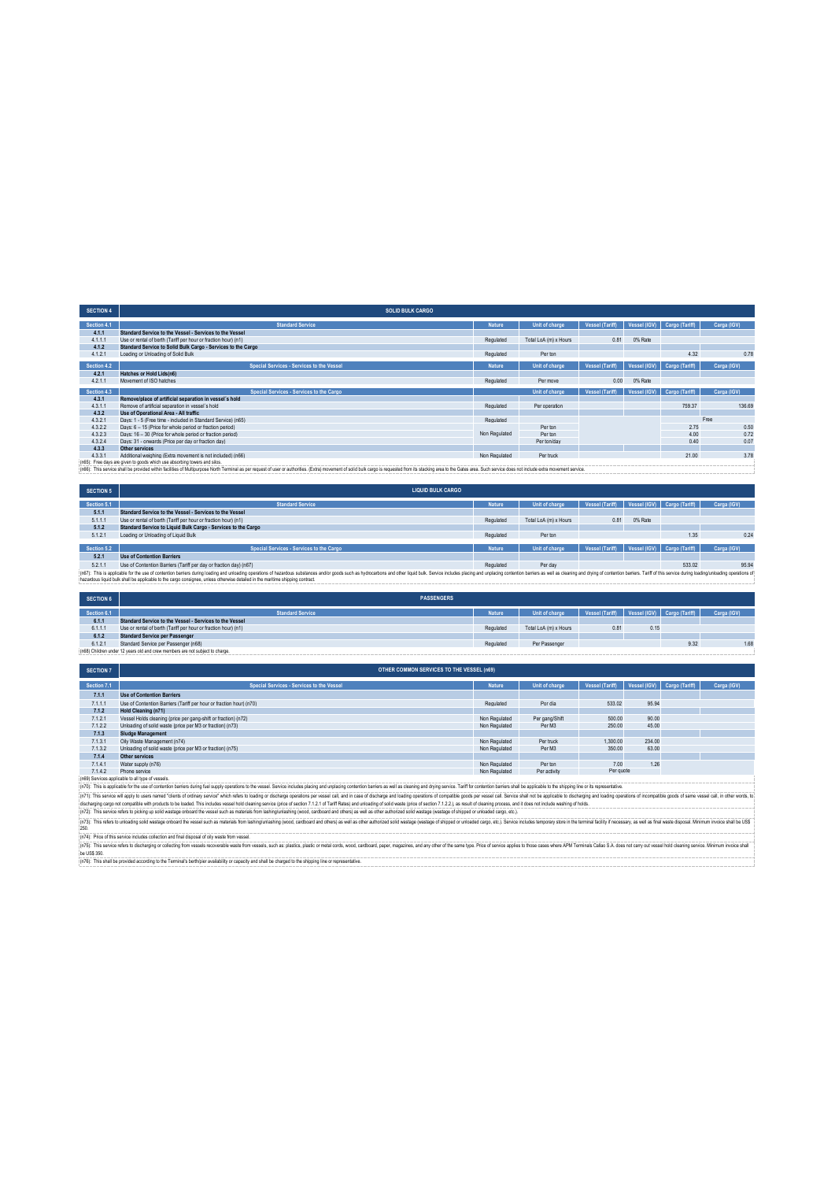| SECTION 4 | SOLID BULK CARGO | | | | | | |
|---|---|---|---|---|---|---|---|
| **Section 4.1** | **Standard Service** | **Nature** | **Unit of charge** | **Vessel (Tariff)** | **Vessel (IGV)** | **Cargo (Tariff)** | **Carga (IGV)** |
| **4.1.1** | **Standard Service to the Vessel - Services to the Vessel** | | | | | | |
| 4.1.1.1 | Use or rental of berth (Tariff per hour or fraction hour) (n1) | Regulated | Total LoA (m) x Hours | 0.81 | 0% Rate | | |
| **4.1.2** | **Standard Service to Solid Bulk Cargo - Services to the Cargo** | | | | | | |
| 4.1.2.1 | Loading or Unloading of Solid Bulk | Regulated | Per ton | | | 4.32 | 0.78 |
| **Section 4.2** | **Special Services - Services to the Vessel** | **Nature** | **Unit of charge** | **Vessel (Tariff)** | **Vessel (IGV)** | **Cargo (Tariff)** | **Carga (IGV)** |
| **4.2.1** | **Hatches or Hold Lids(n6)** | | | | | | |
| 4.2.1.1 | Movement of ISO hatches | Regulated | Per move | 0.00 | 0% Rate | | |
| **Section 4.3** | **Special Services - Services to the Cargo** | | **Unit of charge** | **Vessel (Tariff)** | **Vessel (IGV)** | **Cargo (Tariff)** | **Carga (IGV)** |
| **4.3.1** | **Remove/place of artificial separation in vessel´s hold** | | | | | | |
| 4.3.1.1 | Remove of artificial separation in vessel´s hold | Regulated | Per operation | | | 759.37 | 136.69 |
| **4.3.2** | **Use of Operational Area - All traffic** | | | | | | |
| 4.3.2.1 | Days: 1 - 5 (Free time - included in Standard Service) (n65) | Regulated | | | | Free | |
| 4.3.2.2 | Days: 6 – 15 (Price for whole period or fraction period) | Non Regulated | Per ton | | | 2.75 | 0.50 |
| 4.3.2.3 | Days: 16 – 30 (Price for whole period or fraction period) | | Per ton | | | 4.00 | 0.72 |
| 4.3.2.4 | Days: 31 - onwards (Price per day or fraction day) | | Per ton/day | | | 0.40 | 0.07 |
| **4.3.3** | **Other services** | | | | | | |
| 4.3.3.1 | Additional weighing (Extra movement is not included) (n66) | Non Regulated | Per truck | | | 21.00 | 3.78 |

(n65): Free days are given to goods which use absorbing towers and silos.

(n66): This service shall be provided within facilities of Multipurpose North Terminal as per request of user or authorities. (Extra) movement of solid bulk cargo is requested from its stacking area to the Gates area. Such service does not include extra movement service.

| SECTION 5 | LIQUID BULK CARGO | | | | | | |
|---|---|---|---|---|---|---|---|
| **Section 5.1** | **Standard Service** | **Nature** | **Unit of charge** | **Vessel (Tariff)** | **Vessel (IGV)** | **Cargo (Tariff)** | **Carga (IGV)** |
| **5.1.1** | **Standard Service to the Vessel - Services to the Vessel** | | | | | | |
| 5.1.1.1 | Use or rental of berth (Tariff per hour or fraction hour) (n1) | Regulated | Total LoA (m) x Hours | 0.81 | 0% Rate | | |
| **5.1.2** | **Standard Service to Liquid Bulk Cargo - Services to the Cargo** | | | | | | |
| 5.1.2.1 | Loading or Unloading of Liquid Bulk | Regulated | Per ton | | | 1.35 | 0.24 |
| **Section 5.2** | **Special Services - Services to the Cargo** | **Nature** | **Unit of charge** | **Vessel (Tariff)** | **Vessel (IGV)** | **Cargo (Tariff)** | **Carga (IGV)** |
| **5.2.1** | **Use of Contention Barriers** | | | | | | |
| 5.2.1.1 | Use of Contention Barriers (Tariff per day or fraction day) (n67) | Regulated | Per day | | | 533.02 | 95.94 |

(n67): This is applicable for the use of contention barriers during loading and unloading operations of hazardous substances and/or goods such as hydrocarbons and other liquid bulk. Service includes placing and unplacing contention barriers as well as cleaning and drying of contention barriers. Tariff of this service during loading/unloading operations of hazardous liquid bulk shall be applicable to the cargo consignee, unless otherwise detailed in the maritime shipping contract.

| SECTION 6 | PASSENGERS | | | | | | |
|---|---|---|---|---|---|---|---|
| **Section 6.1** | **Standard Service** | **Nature** | **Unit of charge** | **Vessel (Tariff)** | **Vessel (IGV)** | **Cargo (Tariff)** | **Carga (IGV)** |
| **6.1.1** | **Standard Service to the Vessel - Services to the Vessel** | | | | | | |
| 6.1.1.1 | Use or rental of berth (Tariff per hour or fraction hour) (n1) | Regulated | Total LoA (m) x Hours | 0.81 | 0.15 | | |
| **6.1.2** | **Standard Service per Passenger** | | | | | | |
| 6.1.2.1 | Standard Service per Passenger (n68) | Regulated | Per Passenger | | | 9.32 | 1.68 |

(n68) Children under 12 years old and crew members are not subject to charge.

| SECTION 7 | OTHER COMMON SERVICES TO THE VESSEL (n69) | | | | | | |
|---|---|---|---|---|---|---|---|
| **Section 7.1** | **Special Services - Services to the Vessel** | **Nature** | **Unit of charge** | **Vessel (Tariff)** | **Vessel (IGV)** | **Cargo (Tariff)** | **Carga (IGV)** |
| **7.1.1** | **Use of Contention Barriers** | | | | | | |
| 7.1.1.1 | Use of Contention Barriers (Tariff per hour or fraction hour) (n70) | Regulated | Por día | 533.02 | 95.94 | | |
| **7.1.2** | **Hold Cleaning (n71)** | | | | | | |
| 7.1.2.1 | Vessel Holds cleaning (price per gang-shift or fraction) (n72) | Non Regulated | Per gang/Shift | 500.00 | 90.00 | | |
| 7.1.2.2 | Unloading of solid waste (price per M3 or fraction) (n73) | Non Regulated | Per M3 | 250.00 | 45.00 | | |
| **7.1.3** | **Sludge Management** | | | | | | |
| 7.1.3.1 | Oily Waste Management (n74) | Non Regulated | Per truck | 1,300.00 | 234.00 | | |
| 7.1.3.2 | Unloading of solid waste (price per M3 or fraction) (n75) | Non Regulated | Per M3 | 350.00 | 63.00 | | |
| **7.1.4** | **Other services** | | | | | | |
| 7.1.4.1 | Water supply (n76) | Non Regulated | Per ton | 7.00 | 1.26 | | |
| 7.1.4.2 | Phone service | Non Regulated | Per activity | Per quote | | | |

(n69) Services applicable to all type of vessels.

(n70): This is applicable for the use of contention barriers during fuel supply operations to the vessel. Service includes placing and unplacing contention barriers as well as cleaning and drying service. Tariff for contention barriers shall be applicable to the shipping line or its representative.

(n71): This service will apply to users named "clients of ordinary service" which refers to loading or discharge operations per vessel call, and in case of discharge and loading operations of compatible goods per vessel call. Service shall not be applicable to discharging and loading operations of incompatible goods of same vessel call, in other words, to discharging cargo not compatible with products to be loaded. This includes vessel hold cleaning service (price of section 7.1.2.1 of Tariff Rates) and unloading of solid waste (price of section 7.1.2.2.), as result of cleaning process, and it does not include washing of holds.

(n72): This service refers to picking up solid wastage onboard the vessel such as materials from lashing/unlashing (wood, cardboard and others) as well as other authorized solid wastage (wastage of shipped or unloaded cargo, etc.).

(n73): This refers to unloading solid wastage onboard the vessel such as materials from lashing/unlashing (wood, cardboard and others) as well as other authorized solid wastage (wastage of shipped or unloaded cargo, etc.). Service includes temporary store in the terminal facility if necessary, as well as final waste disposal. Minimum invoice shall be US$ 250.

(n74): Price of this service includes collection and final disposal of oily waste from vessel.

(n75): This service refers to discharging or collecting from vessels recoverable waste from vessels, such as: plastics, plastic or metal cords, wood, cardboard, paper, magazines, and any other of the same type. Price of service applies to those cases where APM Terminals Callao S.A. does not carry out vessel hold cleaning service. Minimum invoice shall be US$ 350.

(n76): This shall be provided according to the Terminal's berth/pier availability or capacity and shall be charged to the shipping line or representative.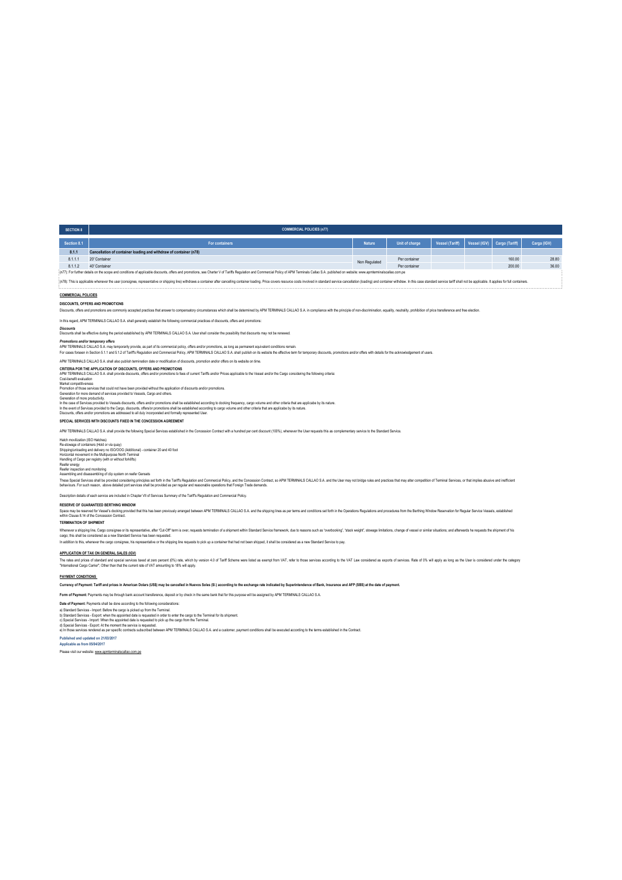| SECTION 8 | COMMERCIAL POLICIES (n77) | | | | | | |
|---|---|---|---|---|---|---|---|
| **Section 8.1** | **For containers** | **Nature** | **Unit of charge** | **Vessel (Tariff)** | **Vessel (IGV)** | **Cargo (Tariff)** | **Carga (IGV)** |
| **8.1.1** | **Cancellation of container loading and withdraw of container (n78)** | | | | | | |
| 8.1.1.1 | 20' Container | Non Regulated | Per container | | | 160.00 | 28.80 |
| 8.1.1.2 | 40' Container | | Per container | | | 200.00 | 36.00 |

(n77): For further details on the scope and conditions of applicable discounts, offers and promotions, see Charter V of Tariffs Regulation and Commercial Policy of APM Terminals Callao S.A. published on website: www.apmterminalscallao.com.pe

(n78): This is applicable whenever the user (consignee, representative or shipping line) withdraws a container after cancelling container loading. Price covers resource costs involved in standard service cancellation (loading) and container withdraw. In this case standard service tariff shall not be applicable. It applies for full containers.

## COMMERCIAL POLICIES

### DISCOUNTS, OFFERS AND PROMOTIONS

Discounts, offers and promotions are commonly accepted practices that answer to compensatory circumstances which shall be determined by APM TERMINALS CALLAO S.A. in compliance with the principle of non-discrimination, equality, neutrality, prohibition of price transference and free election.

In this regard, APM TERMINALS CALLAO S.A. shall generally establish the following commercial practices of discounts, offers and promotions:

***Discounts***
Discounts shall be effective during the period established by APM TERMINALS CALLAO S.A. User shall consider the possibility that discounts may not be renewed.

***Promotions and/or temporary offers***
APM TERMINALS CALLAO S.A. may temporarily provide, as part of its commercial policy, offers and/or promotions, as long as permanent equivalent conditions remain.
For cases foreseen in Section 5.1.1 and 5.1.2 of Tariffs Regulation and Commercial Policy, APM TERMINALS CALLAO S.A. shall publish on its website the effective term for temporary discounts, promotions and/or offers with details for the acknowledgement of users.

APM TERMINALS CALLAO S.A. shall also publish termination date or modification of discounts, promotion and/or offers on its website on time.

**CRITERIA FOR THE APPLICATION OF DISCOUNTS, OFFERS AND PROMOTIONS**
APM TERMINALS CALLAO S.A. shall provide discounts, offers and/or promotions to fees of current Tariffs and/or Prices applicable to the Vessel and/or the Cargo considering the following criteria:
Cost-benefit evaluation
Market competitiveness
Promotion of those services that could not have been provided without the application of discounts and/or promotions.
Generation for more demand of services provided to Vessels, Cargo and others.
Generation of more productivity.
In the case of Services provided to Vessels discounts, offers and/or promotions shall be established according to docking frequency, cargo volume and other criteria that are applicable by its nature.
In the event of Services provided to the Cargo, discounts, offers/or promotions shall be established according to cargo volume and other criteria that are applicable by its nature.
Discounts, offers and/or promotions are addressed to all duly incorporated and formally represented User.

**SPECIAL SERVICES WITH DISCOUNTS FIXED IN THE CONCESSION AGREEMENT**

APM TERMINALS CALLAO S.A. shall provide the following Special Services established in the Concession Contract with a hundred per cent discount (100%), whenever the User requests this as complementary service to the Standard Service.

Hatch movilization (ISO Hatches)
Re-stowage of containers (Hold or via quay)
Shipping/unloading and delivery no ISO/OOG (Additional) - container 20 and 40 foot
Horizontal movement in the Multipurpose North Terminal
Handling of Cargo per registry (with or without forklifts)
Reefer energy
Reefer inspection and monitoring
Assembling and disassembling of clip system on reefer Gensets

These Special Services shall be provided considering principles set forth in the Tariffs Regulation and Commercial Policy, and the Concession Contract, so APM TERMINALS CALLAO S.A. and the User may not bridge rules and practices that may alter competition of Terminal Services, or that implies abusive and inefficient behaviours. For such reason, above detailed port services shall be provided as per regular and reasonable operations that Foreign Trade demands.

Description details of each service are included in Chapter VII of Services Summary of the Tariff's Regulation and Commercial Policy.

**RESERVE OF GUARANTEED BERTHING WINDOW**
Space may be reserved for Vessel's docking provided that this has been previously arranged between APM TERMINALS CALLAO S.A. and the shipping lines as per terms and conditions set forth in the Operations Regulations and procedures from the Berthing Window Reservation for Regular Service Vessels, established within Clause 8.14 of the Concession Contract.

**TERMINATION OF SHIPMENT**
Whenever a shipping line, Cargo consignee or its representative, after "Cut-Off" term is over, requests termination of a shipment within Standard Service framework, due to reasons such as "overbooking", "stack weight", stowage limitations, change of vessel or similar situations; and afterwards he requests the shipment of his cargo; this shall be considered as a new Standard Service has been requested.
In addition to this, whenever the cargo consignee, his representative or the shipping line requests to pick up a container that had not been shipped, it shall be considered as a new Standard Service to pay.

### APPLICATION OF TAX ON GENERAL SALES (IGV)

The rates and prices of standard and special services taxed at zero percent (0%) rate, which by version 4.0 of Tariff Scheme were listed as exempt from VAT, refer to those services according to the VAT Law considered as exports of services. Rate of 0% will apply as long as the User is considered under the category "International Cargo Carrier". Other than that the current rate of VAT amounting to 18% will apply.

## PAYMENT CONDITIONS

**Currency of Payment: Tariff and prices in American Dolars (US$) may be cancelled in Nuevos Soles (S/.) according to the exchange rate indicated by Superintendence of Bank, Insurance and AFP (SBS) at the date of payment.**

**Form of Payment:** Payments may be through bank account transference, deposit or by check in the same bank that for this purpose will be assigned by APM TERMINALS CALLAO S.A.

**Date of Payment:** Payments shall be done according to the following considerations:
a) Standard Services - Import: Before the cargo is picked up from the Terminal.
b) Standard Services - Export: when the appointed date is requested in order to enter the cargo to the Terminal for its shipment.
c) Special Services - Import: When the appointed date is requested to pick up the cargo from the Terminal.
d) Special Services - Export: At the moment the service is requested.
e) In those services rendered as per specific contracts subscribed between APM TERMINALS CALLAO S.A. and a customer, payment conditions shall be executed according to the terms established in the Contract.

**Published and updated on 21/03/2017**
**Applicable as from 05/04/2017**

Please visit our website: www.apmterminalscallao.com.pe